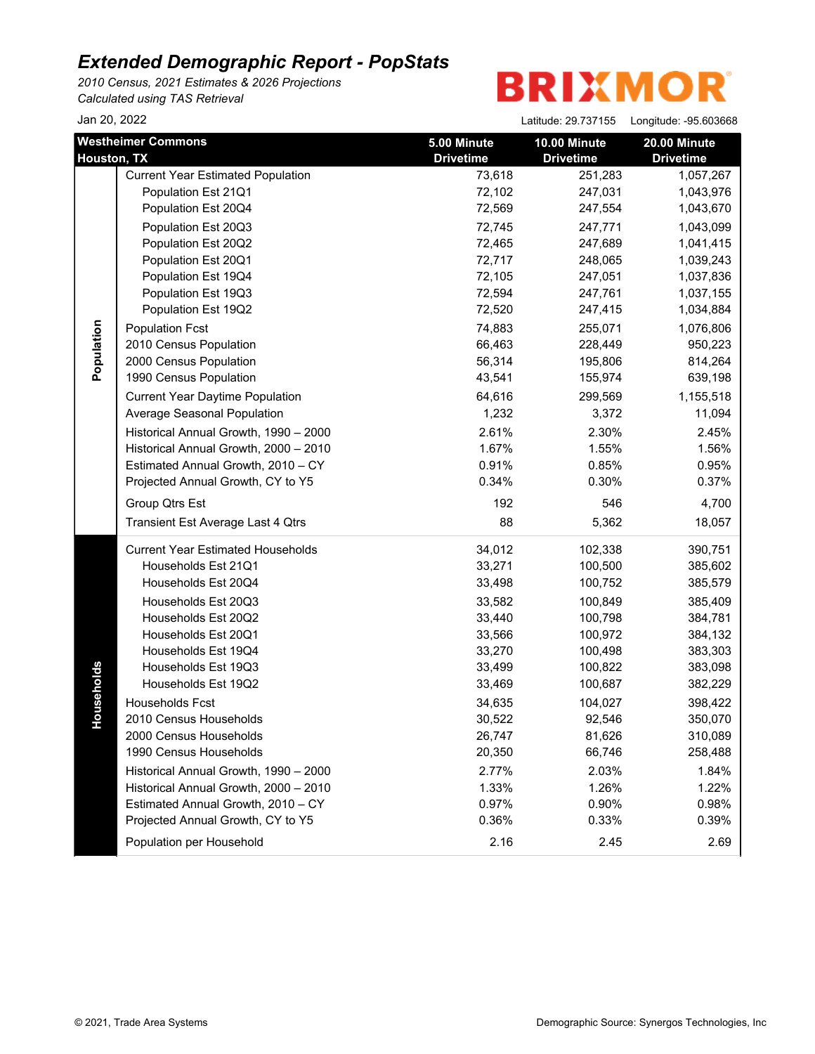# *Extended Demographic Report - PopStats*

*2010 Census, 2021 Estimates & 2026 Projections*
*Calculated using TAS Retrieval*

BRIXMOR

Jan 20, 2022

Latitude: 29.737155 Longitude: -95.603668

| | Westheimer Commons Houston, TX | 5.00 Minute Drivetime | 10.00 Minute Drivetime | 20.00 Minute Drivetime |
|---|---|---|---|---|
| **Population** | Current Year Estimated Population | 73,618 | 251,283 | 1,057,267 |
| | Population Est 21Q1 | 72,102 | 247,031 | 1,043,976 |
| | Population Est 20Q4 | 72,569 | 247,554 | 1,043,670 |
| | Population Est 20Q3 | 72,745 | 247,771 | 1,043,099 |
| | Population Est 20Q2 | 72,465 | 247,689 | 1,041,415 |
| | Population Est 20Q1 | 72,717 | 248,065 | 1,039,243 |
| | Population Est 19Q4 | 72,105 | 247,051 | 1,037,836 |
| | Population Est 19Q3 | 72,594 | 247,761 | 1,037,155 |
| | Population Est 19Q2 | 72,520 | 247,415 | 1,034,884 |
| | Population Fcst | 74,883 | 255,071 | 1,076,806 |
| | 2010 Census Population | 66,463 | 228,449 | 950,223 |
| | 2000 Census Population | 56,314 | 195,806 | 814,264 |
| | 1990 Census Population | 43,541 | 155,974 | 639,198 |
| | Current Year Daytime Population | 64,616 | 299,569 | 1,155,518 |
| | Average Seasonal Population | 1,232 | 3,372 | 11,094 |
| | Historical Annual Growth, 1990 – 2000 | 2.61% | 2.30% | 2.45% |
| | Historical Annual Growth, 2000 – 2010 | 1.67% | 1.55% | 1.56% |
| | Estimated Annual Growth, 2010 – CY | 0.91% | 0.85% | 0.95% |
| | Projected Annual Growth, CY to Y5 | 0.34% | 0.30% | 0.37% |
| | Group Qtrs Est | 192 | 546 | 4,700 |
| | Transient Est Average Last 4 Qtrs | 88 | 5,362 | 18,057 |
| **Households** | Current Year Estimated Households | 34,012 | 102,338 | 390,751 |
| | Households Est 21Q1 | 33,271 | 100,500 | 385,602 |
| | Households Est 20Q4 | 33,498 | 100,752 | 385,579 |
| | Households Est 20Q3 | 33,582 | 100,849 | 385,409 |
| | Households Est 20Q2 | 33,440 | 100,798 | 384,781 |
| | Households Est 20Q1 | 33,566 | 100,972 | 384,132 |
| | Households Est 19Q4 | 33,270 | 100,498 | 383,303 |
| | Households Est 19Q3 | 33,499 | 100,822 | 383,098 |
| | Households Est 19Q2 | 33,469 | 100,687 | 382,229 |
| | Households Fcst | 34,635 | 104,027 | 398,422 |
| | 2010 Census Households | 30,522 | 92,546 | 350,070 |
| | 2000 Census Households | 26,747 | 81,626 | 310,089 |
| | 1990 Census Households | 20,350 | 66,746 | 258,488 |
| | Historical Annual Growth, 1990 – 2000 | 2.77% | 2.03% | 1.84% |
| | Historical Annual Growth, 2000 – 2010 | 1.33% | 1.26% | 1.22% |
| | Estimated Annual Growth, 2010 – CY | 0.97% | 0.90% | 0.98% |
| | Projected Annual Growth, CY to Y5 | 0.36% | 0.33% | 0.39% |
| | Population per Household | 2.16 | 2.45 | 2.69 |

© 2021, Trade Area Systems

Demographic Source: Synergos Technologies, Inc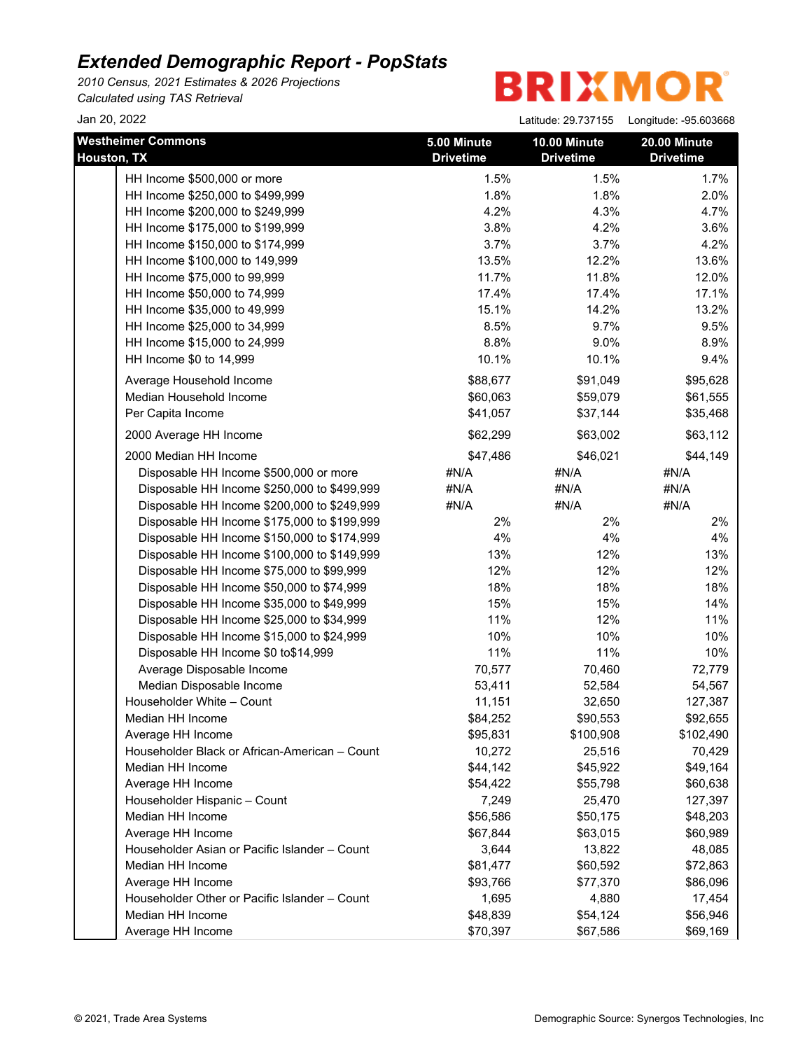# Extended Demographic Report - PopStats

*2010 Census, 2021 Estimates & 2026 Projections*
*Calculated using TAS Retrieval*

Jan 20, 2022

BRIXMOR

Latitude: 29.737155 Longitude: -95.603668

| Westheimer Commons Houston, TX | 5.00 Minute Drivetime | 10.00 Minute Drivetime | 20.00 Minute Drivetime |
|---|---|---|---|
| HH Income $500,000 or more | 1.5% | 1.5% | 1.7% |
| HH Income $250,000 to $499,999 | 1.8% | 1.8% | 2.0% |
| HH Income $200,000 to $249,999 | 4.2% | 4.3% | 4.7% |
| HH Income $175,000 to $199,999 | 3.8% | 4.2% | 3.6% |
| HH Income $150,000 to $174,999 | 3.7% | 3.7% | 4.2% |
| HH Income $100,000 to 149,999 | 13.5% | 12.2% | 13.6% |
| HH Income $75,000 to 99,999 | 11.7% | 11.8% | 12.0% |
| HH Income $50,000 to 74,999 | 17.4% | 17.4% | 17.1% |
| HH Income $35,000 to 49,999 | 15.1% | 14.2% | 13.2% |
| HH Income $25,000 to 34,999 | 8.5% | 9.7% | 9.5% |
| HH Income $15,000 to 24,999 | 8.8% | 9.0% | 8.9% |
| HH Income $0 to 14,999 | 10.1% | 10.1% | 9.4% |
| Average Household Income | $88,677 | $91,049 | $95,628 |
| Median Household Income | $60,063 | $59,079 | $61,555 |
| Per Capita Income | $41,057 | $37,144 | $35,468 |
| 2000 Average HH Income | $62,299 | $63,002 | $63,112 |
| 2000 Median HH Income | $47,486 | $46,021 | $44,149 |
| Disposable HH Income $500,000 or more | #N/A | #N/A | #N/A |
| Disposable HH Income $250,000 to $499,999 | #N/A | #N/A | #N/A |
| Disposable HH Income $200,000 to $249,999 | #N/A | #N/A | #N/A |
| Disposable HH Income $175,000 to $199,999 | 2% | 2% | 2% |
| Disposable HH Income $150,000 to $174,999 | 4% | 4% | 4% |
| Disposable HH Income $100,000 to $149,999 | 13% | 12% | 13% |
| Disposable HH Income $75,000 to $99,999 | 12% | 12% | 12% |
| Disposable HH Income $50,000 to $74,999 | 18% | 18% | 18% |
| Disposable HH Income $35,000 to $49,999 | 15% | 15% | 14% |
| Disposable HH Income $25,000 to $34,999 | 11% | 12% | 11% |
| Disposable HH Income $15,000 to $24,999 | 10% | 10% | 10% |
| Disposable HH Income $0 to$14,999 | 11% | 11% | 10% |
| Average Disposable Income | 70,577 | 70,460 | 72,779 |
| Median Disposable Income | 53,411 | 52,584 | 54,567 |
| Householder White – Count | 11,151 | 32,650 | 127,387 |
| Median HH Income | $84,252 | $90,553 | $92,655 |
| Average HH Income | $95,831 | $100,908 | $102,490 |
| Householder Black or African-American – Count | 10,272 | 25,516 | 70,429 |
| Median HH Income | $44,142 | $45,922 | $49,164 |
| Average HH Income | $54,422 | $55,798 | $60,638 |
| Householder Hispanic – Count | 7,249 | 25,470 | 127,397 |
| Median HH Income | $56,586 | $50,175 | $48,203 |
| Average HH Income | $67,844 | $63,015 | $60,989 |
| Householder Asian or Pacific Islander – Count | 3,644 | 13,822 | 48,085 |
| Median HH Income | $81,477 | $60,592 | $72,863 |
| Average HH Income | $93,766 | $77,370 | $86,096 |
| Householder Other or Pacific Islander – Count | 1,695 | 4,880 | 17,454 |
| Median HH Income | $48,839 | $54,124 | $56,946 |
| Average HH Income | $70,397 | $67,586 | $69,169 |

© 2021, Trade Area Systems

Demographic Source: Synergos Technologies, Inc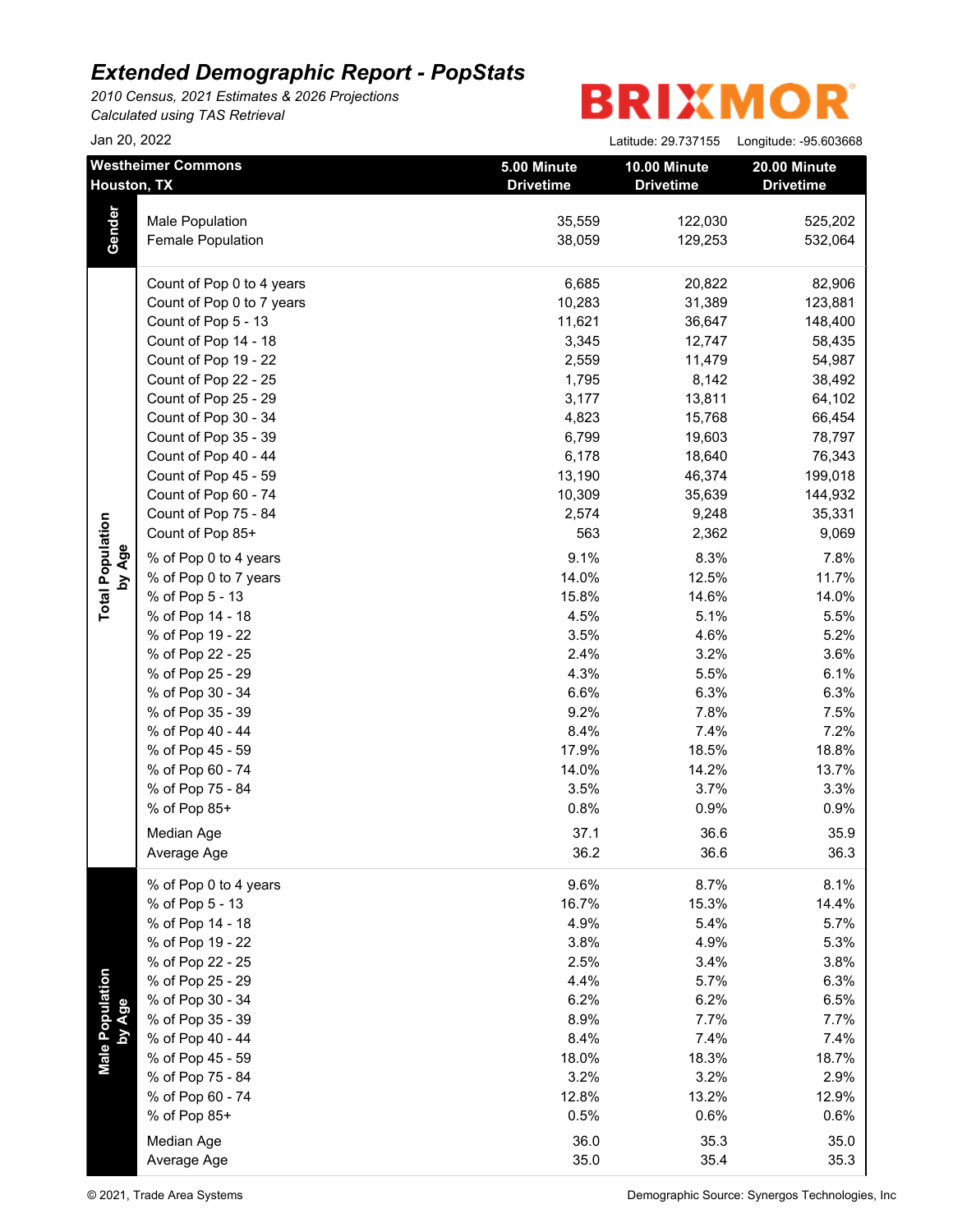# Extended Demographic Report - PopStats

*2010 Census, 2021 Estimates & 2026 Projections*
*Calculated using TAS Retrieval*

Jan 20, 2022

BRIXMOR

Latitude: 29.737155 Longitude: -95.603668

| Westheimer Commons Houston, TX | | 5.00 Minute Drivetime | 10.00 Minute Drivetime | 20.00 Minute Drivetime |
|---|---|---|---|---|
| **Gender** | Male Population | 35,559 | 122,030 | 525,202 |
| | Female Population | 38,059 | 129,253 | 532,064 |
| **Total Population by Age** | Count of Pop 0 to 4 years | 6,685 | 20,822 | 82,906 |
| | Count of Pop 0 to 7 years | 10,283 | 31,389 | 123,881 |
| | Count of Pop 5 - 13 | 11,621 | 36,647 | 148,400 |
| | Count of Pop 14 - 18 | 3,345 | 12,747 | 58,435 |
| | Count of Pop 19 - 22 | 2,559 | 11,479 | 54,987 |
| | Count of Pop 22 - 25 | 1,795 | 8,142 | 38,492 |
| | Count of Pop 25 - 29 | 3,177 | 13,811 | 64,102 |
| | Count of Pop 30 - 34 | 4,823 | 15,768 | 66,454 |
| | Count of Pop 35 - 39 | 6,799 | 19,603 | 78,797 |
| | Count of Pop 40 - 44 | 6,178 | 18,640 | 76,343 |
| | Count of Pop 45 - 59 | 13,190 | 46,374 | 199,018 |
| | Count of Pop 60 - 74 | 10,309 | 35,639 | 144,932 |
| | Count of Pop 75 - 84 | 2,574 | 9,248 | 35,331 |
| | Count of Pop 85+ | 563 | 2,362 | 9,069 |
| | % of Pop 0 to 4 years | 9.1% | 8.3% | 7.8% |
| | % of Pop 0 to 7 years | 14.0% | 12.5% | 11.7% |
| | % of Pop 5 - 13 | 15.8% | 14.6% | 14.0% |
| | % of Pop 14 - 18 | 4.5% | 5.1% | 5.5% |
| | % of Pop 19 - 22 | 3.5% | 4.6% | 5.2% |
| | % of Pop 22 - 25 | 2.4% | 3.2% | 3.6% |
| | % of Pop 25 - 29 | 4.3% | 5.5% | 6.1% |
| | % of Pop 30 - 34 | 6.6% | 6.3% | 6.3% |
| | % of Pop 35 - 39 | 9.2% | 7.8% | 7.5% |
| | % of Pop 40 - 44 | 8.4% | 7.4% | 7.2% |
| | % of Pop 45 - 59 | 17.9% | 18.5% | 18.8% |
| | % of Pop 60 - 74 | 14.0% | 14.2% | 13.7% |
| | % of Pop 75 - 84 | 3.5% | 3.7% | 3.3% |
| | % of Pop 85+ | 0.8% | 0.9% | 0.9% |
| | Median Age | 37.1 | 36.6 | 35.9 |
| | Average Age | 36.2 | 36.6 | 36.3 |
| **Male Population by Age** | % of Pop 0 to 4 years | 9.6% | 8.7% | 8.1% |
| | % of Pop 5 - 13 | 16.7% | 15.3% | 14.4% |
| | % of Pop 14 - 18 | 4.9% | 5.4% | 5.7% |
| | % of Pop 19 - 22 | 3.8% | 4.9% | 5.3% |
| | % of Pop 22 - 25 | 2.5% | 3.4% | 3.8% |
| | % of Pop 25 - 29 | 4.4% | 5.7% | 6.3% |
| | % of Pop 30 - 34 | 6.2% | 6.2% | 6.5% |
| | % of Pop 35 - 39 | 8.9% | 7.7% | 7.7% |
| | % of Pop 40 - 44 | 8.4% | 7.4% | 7.4% |
| | % of Pop 45 - 59 | 18.0% | 18.3% | 18.7% |
| | % of Pop 75 - 84 | 3.2% | 3.2% | 2.9% |
| | % of Pop 60 - 74 | 12.8% | 13.2% | 12.9% |
| | % of Pop 85+ | 0.5% | 0.6% | 0.6% |
| | Median Age | 36.0 | 35.3 | 35.0 |
| | Average Age | 35.0 | 35.4 | 35.3 |

© 2021, Trade Area Systems

Demographic Source: Synergos Technologies, Inc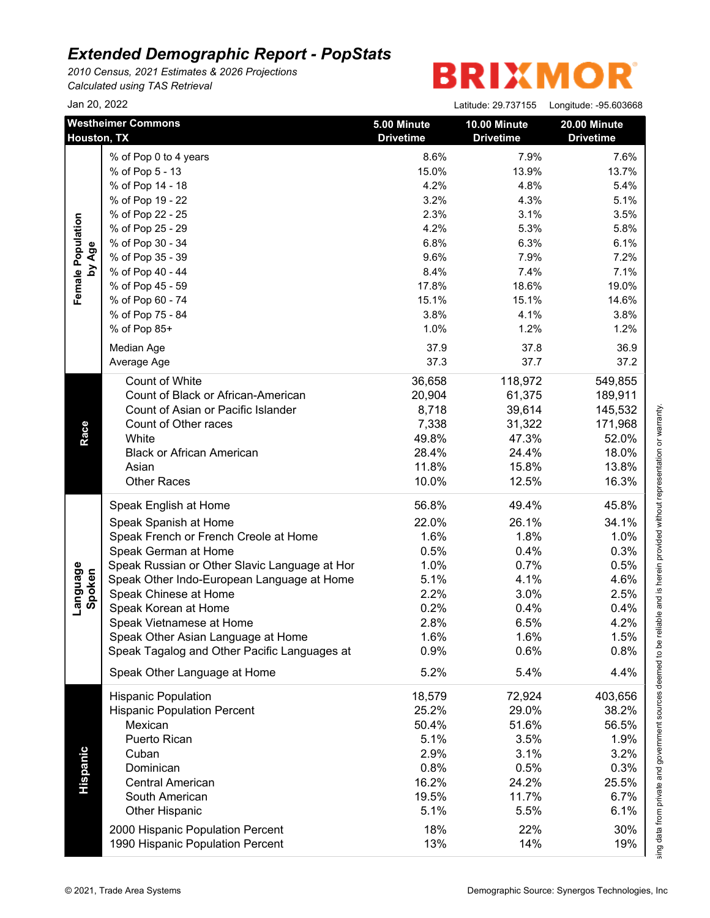# Extended Demographic Report - PopStats

*2010 Census, 2021 Estimates & 2026 Projections*
*Calculated using TAS Retrieval*

BRIXMOR

Jan 20, 2022

Latitude: 29.737155 Longitude: -95.603668

| | Westheimer Commons<br>Houston, TX | 5.00 Minute Drivetime | 10.00 Minute Drivetime | 20.00 Minute Drivetime |
|---|---|---|---|---|
| Female Population by Age | % of Pop 0 to 4 years | 8.6% | 7.9% | 7.6% |
| | % of Pop 5 - 13 | 15.0% | 13.9% | 13.7% |
| | % of Pop 14 - 18 | 4.2% | 4.8% | 5.4% |
| | % of Pop 19 - 22 | 3.2% | 4.3% | 5.1% |
| | % of Pop 22 - 25 | 2.3% | 3.1% | 3.5% |
| | % of Pop 25 - 29 | 4.2% | 5.3% | 5.8% |
| | % of Pop 30 - 34 | 6.8% | 6.3% | 6.1% |
| | % of Pop 35 - 39 | 9.6% | 7.9% | 7.2% |
| | % of Pop 40 - 44 | 8.4% | 7.4% | 7.1% |
| | % of Pop 45 - 59 | 17.8% | 18.6% | 19.0% |
| | % of Pop 60 - 74 | 15.1% | 15.1% | 14.6% |
| | % of Pop 75 - 84 | 3.8% | 4.1% | 3.8% |
| | % of Pop 85+ | 1.0% | 1.2% | 1.2% |
| | Median Age | 37.9 | 37.8 | 36.9 |
| | Average Age | 37.3 | 37.7 | 37.2 |
| Race | Count of White | 36,658 | 118,972 | 549,855 |
| | Count of Black or African-American | 20,904 | 61,375 | 189,911 |
| | Count of Asian or Pacific Islander | 8,718 | 39,614 | 145,532 |
| | Count of Other races | 7,338 | 31,322 | 171,968 |
| | White | 49.8% | 47.3% | 52.0% |
| | Black or African American | 28.4% | 24.4% | 18.0% |
| | Asian | 11.8% | 15.8% | 13.8% |
| | Other Races | 10.0% | 12.5% | 16.3% |
| Language Spoken | Speak English at Home | 56.8% | 49.4% | 45.8% |
| | Speak Spanish at Home | 22.0% | 26.1% | 34.1% |
| | Speak French or French Creole at Home | 1.6% | 1.8% | 1.0% |
| | Speak German at Home | 0.5% | 0.4% | 0.3% |
| | Speak Russian or Other Slavic Language at Hor | 1.0% | 0.7% | 0.5% |
| | Speak Other Indo-European Language at Home | 5.1% | 4.1% | 4.6% |
| | Speak Chinese at Home | 2.2% | 3.0% | 2.5% |
| | Speak Korean at Home | 0.2% | 0.4% | 0.4% |
| | Speak Vietnamese at Home | 2.8% | 6.5% | 4.2% |
| | Speak Other Asian Language at Home | 1.6% | 1.6% | 1.5% |
| | Speak Tagalog and Other Pacific Languages at | 0.9% | 0.6% | 0.8% |
| | Speak Other Language at Home | 5.2% | 5.4% | 4.4% |
| Hispanic | Hispanic Population | 18,579 | 72,924 | 403,656 |
| | Hispanic Population Percent | 25.2% | 29.0% | 38.2% |
| | Mexican | 50.4% | 51.6% | 56.5% |
| | Puerto Rican | 5.1% | 3.5% | 1.9% |
| | Cuban | 2.9% | 3.1% | 3.2% |
| | Dominican | 0.8% | 0.5% | 0.3% |
| | Central American | 16.2% | 24.2% | 25.5% |
| | South American | 19.5% | 11.7% | 6.7% |
| | Other Hispanic | 5.1% | 5.5% | 6.1% |
| | 2000 Hispanic Population Percent | 18% | 22% | 30% |
| | 1990 Hispanic Population Percent | 13% | 14% | 19% |

sing data from private and government sources deemed to be reliable and is herein provided without representation or warranty.

© 2021, Trade Area Systems

Demographic Source: Synergos Technologies, Inc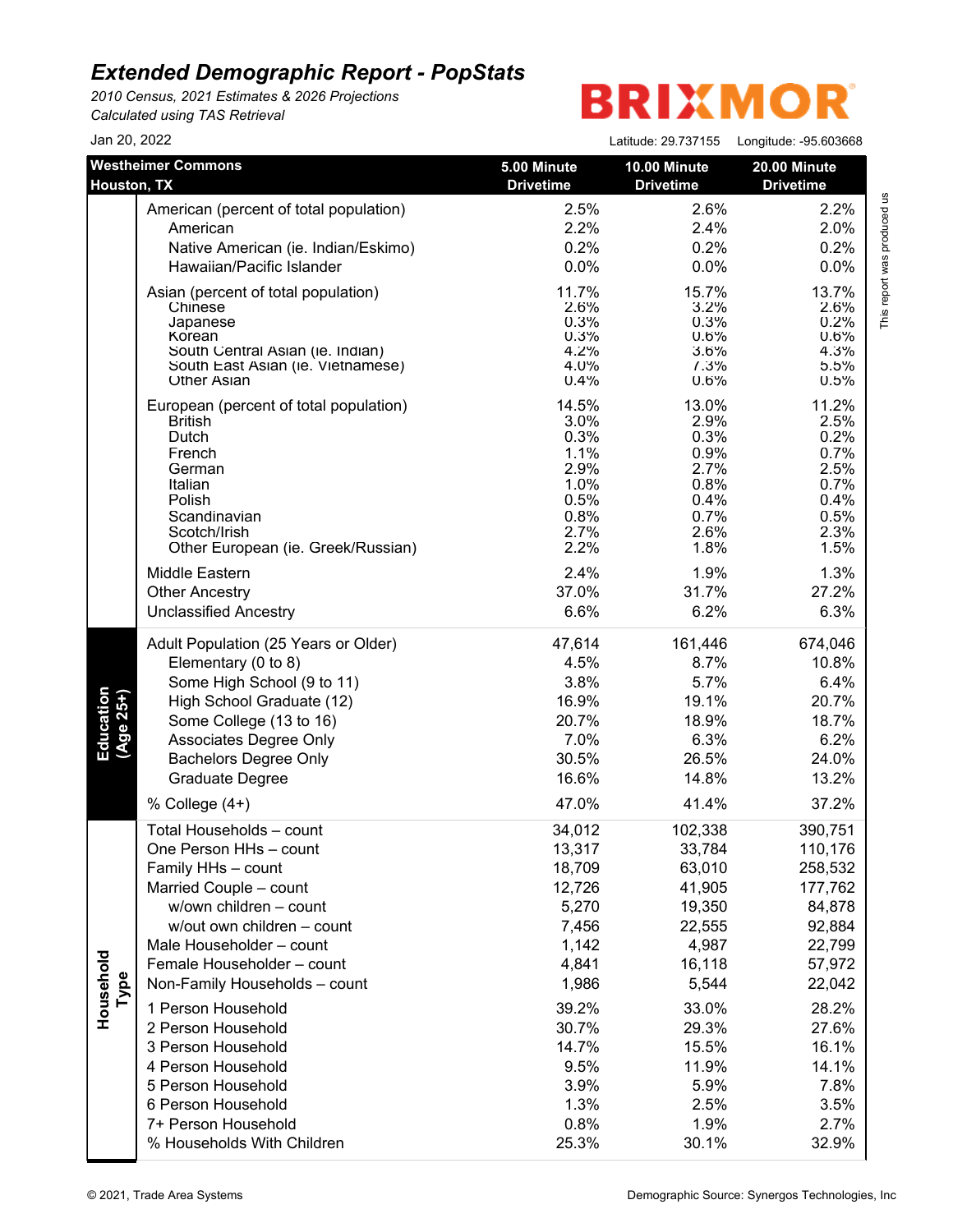# Extended Demographic Report - PopStats

*2010 Census, 2021 Estimates & 2026 Projections*
*Calculated using TAS Retrieval*

BRIXMOR

Jan 20, 2022

Latitude: 29.737155 Longitude: -95.603668

| Westheimer Commons Houston, TX | | 5.00 Minute Drivetime | 10.00 Minute Drivetime | 20.00 Minute Drivetime |
|---|---|---|---|---|
| | American (percent of total population) | 2.5% | 2.6% | 2.2% |
| | American | 2.2% | 2.4% | 2.0% |
| | Native American (ie. Indian/Eskimo) | 0.2% | 0.2% | 0.2% |
| | Hawaiian/Pacific Islander | 0.0% | 0.0% | 0.0% |
| | Asian (percent of total population) | 11.7% | 15.7% | 13.7% |
| | Chinese | 2.6% | 3.2% | 2.6% |
| | Japanese | 0.3% | 0.3% | 0.2% |
| | Korean | 0.3% | 0.6% | 0.6% |
| | South Central Asian (ie. Indian) | 4.2% | 3.6% | 4.3% |
| | South East Asian (ie. Vietnamese) | 4.0% | 7.3% | 5.5% |
| | Other Asian | 0.4% | 0.6% | 0.5% |
| | European (percent of total population) | 14.5% | 13.0% | 11.2% |
| | British | 3.0% | 2.9% | 2.5% |
| | Dutch | 0.3% | 0.3% | 0.2% |
| | French | 1.1% | 0.9% | 0.7% |
| | German | 2.9% | 2.7% | 2.5% |
| | Italian | 1.0% | 0.8% | 0.7% |
| | Polish | 0.5% | 0.4% | 0.4% |
| | Scandinavian | 0.8% | 0.7% | 0.5% |
| | Scotch/Irish | 2.7% | 2.6% | 2.3% |
| | Other European (ie. Greek/Russian) | 2.2% | 1.8% | 1.5% |
| | Middle Eastern | 2.4% | 1.9% | 1.3% |
| | Other Ancestry | 37.0% | 31.7% | 27.2% |
| | Unclassified Ancestry | 6.6% | 6.2% | 6.3% |
| **Education (Age 25+)** | Adult Population (25 Years or Older) | 47,614 | 161,446 | 674,046 |
| | Elementary (0 to 8) | 4.5% | 8.7% | 10.8% |
| | Some High School (9 to 11) | 3.8% | 5.7% | 6.4% |
| | High School Graduate (12) | 16.9% | 19.1% | 20.7% |
| | Some College (13 to 16) | 20.7% | 18.9% | 18.7% |
| | Associates Degree Only | 7.0% | 6.3% | 6.2% |
| | Bachelors Degree Only | 30.5% | 26.5% | 24.0% |
| | Graduate Degree | 16.6% | 14.8% | 13.2% |
| | % College (4+) | 47.0% | 41.4% | 37.2% |
| **Household Type** | Total Households – count | 34,012 | 102,338 | 390,751 |
| | One Person HHs – count | 13,317 | 33,784 | 110,176 |
| | Family HHs – count | 18,709 | 63,010 | 258,532 |
| | Married Couple – count | 12,726 | 41,905 | 177,762 |
| | w/own children – count | 5,270 | 19,350 | 84,878 |
| | w/out own children – count | 7,456 | 22,555 | 92,884 |
| | Male Householder – count | 1,142 | 4,987 | 22,799 |
| | Female Householder – count | 4,841 | 16,118 | 57,972 |
| | Non-Family Households – count | 1,986 | 5,544 | 22,042 |
| | 1 Person Household | 39.2% | 33.0% | 28.2% |
| | 2 Person Household | 30.7% | 29.3% | 27.6% |
| | 3 Person Household | 14.7% | 15.5% | 16.1% |
| | 4 Person Household | 9.5% | 11.9% | 14.1% |
| | 5 Person Household | 3.9% | 5.9% | 7.8% |
| | 6 Person Household | 1.3% | 2.5% | 3.5% |
| | 7+ Person Household | 0.8% | 1.9% | 2.7% |
| | % Households With Children | 25.3% | 30.1% | 32.9% |

This report was produced us

© 2021, Trade Area Systems

Demographic Source: Synergos Technologies, Inc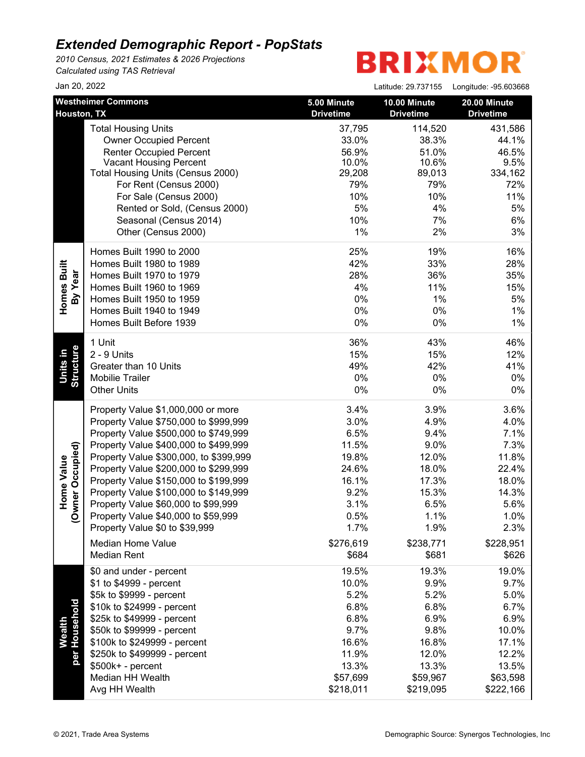# *Extended Demographic Report - PopStats*

*2010 Census, 2021 Estimates & 2026 Projections*
*Calculated using TAS Retrieval*

BRIXMOR

Jan 20, 2022

Latitude: 29.737155 Longitude: -95.603668

| | Westheimer Commons Houston, TX | 5.00 Minute Drivetime | 10.00 Minute Drivetime | 20.00 Minute Drivetime |
|---|---|---|---|---|
| | Total Housing Units | 37,795 | 114,520 | 431,586 |
| | Owner Occupied Percent | 33.0% | 38.3% | 44.1% |
| | Renter Occupied Percent | 56.9% | 51.0% | 46.5% |
| | Vacant Housing Percent | 10.0% | 10.6% | 9.5% |
| | Total Housing Units (Census 2000) | 29,208 | 89,013 | 334,162 |
| | For Rent (Census 2000) | 79% | 79% | 72% |
| | For Sale (Census 2000) | 10% | 10% | 11% |
| | Rented or Sold, (Census 2000) | 5% | 4% | 5% |
| | Seasonal (Census 2014) | 10% | 7% | 6% |
| | Other (Census 2000) | 1% | 2% | 3% |
| **Homes Built By Year** | Homes Built 1990 to 2000 | 25% | 19% | 16% |
| | Homes Built 1980 to 1989 | 42% | 33% | 28% |
| | Homes Built 1970 to 1979 | 28% | 36% | 35% |
| | Homes Built 1960 to 1969 | 4% | 11% | 15% |
| | Homes Built 1950 to 1959 | 0% | 1% | 5% |
| | Homes Built 1940 to 1949 | 0% | 0% | 1% |
| | Homes Built Before 1939 | 0% | 0% | 1% |
| **Units in Structure** | 1 Unit | 36% | 43% | 46% |
| | 2 - 9 Units | 15% | 15% | 12% |
| | Greater than 10 Units | 49% | 42% | 41% |
| | Mobilie Trailer | 0% | 0% | 0% |
| | Other Units | 0% | 0% | 0% |
| **Home Value (Owner Occupied)** | Property Value $1,000,000 or more | 3.4% | 3.9% | 3.6% |
| | Property Value $750,000 to $999,999 | 3.0% | 4.9% | 4.0% |
| | Property Value $500,000 to $749,999 | 6.5% | 9.4% | 7.1% |
| | Property Value $400,000 to $499,999 | 11.5% | 9.0% | 7.3% |
| | Property Value $300,000, to $399,999 | 19.8% | 12.0% | 11.8% |
| | Property Value $200,000 to $299,999 | 24.6% | 18.0% | 22.4% |
| | Property Value $150,000 to $199,999 | 16.1% | 17.3% | 18.0% |
| | Property Value $100,000 to $149,999 | 9.2% | 15.3% | 14.3% |
| | Property Value $60,000 to $99,999 | 3.1% | 6.5% | 5.6% |
| | Property Value $40,000 to $59,999 | 0.5% | 1.1% | 1.0% |
| | Property Value $0 to $39,999 | 1.7% | 1.9% | 2.3% |
| | Median Home Value | $276,619 | $238,771 | $228,951 |
| | Median Rent | $684 | $681 | $626 |
| **Wealth per Household** | $0 and under - percent | 19.5% | 19.3% | 19.0% |
| | $1 to $4999 - percent | 10.0% | 9.9% | 9.7% |
| | $5k to $9999 - percent | 5.2% | 5.2% | 5.0% |
| | $10k to $24999 - percent | 6.8% | 6.8% | 6.7% |
| | $25k to $49999 - percent | 6.8% | 6.9% | 6.9% |
| | $50k to $99999 - percent | 9.7% | 9.8% | 10.0% |
| | $100k to $249999 - percent | 16.6% | 16.8% | 17.1% |
| | $250k to $499999 - percent | 11.9% | 12.0% | 12.2% |
| | $500k+ - percent | 13.3% | 13.3% | 13.5% |
| | Median HH Wealth | $57,699 | $59,967 | $63,598 |
| | Avg HH Wealth | $218,011 | $219,095 | $222,166 |

© 2021, Trade Area Systems

Demographic Source: Synergos Technologies, Inc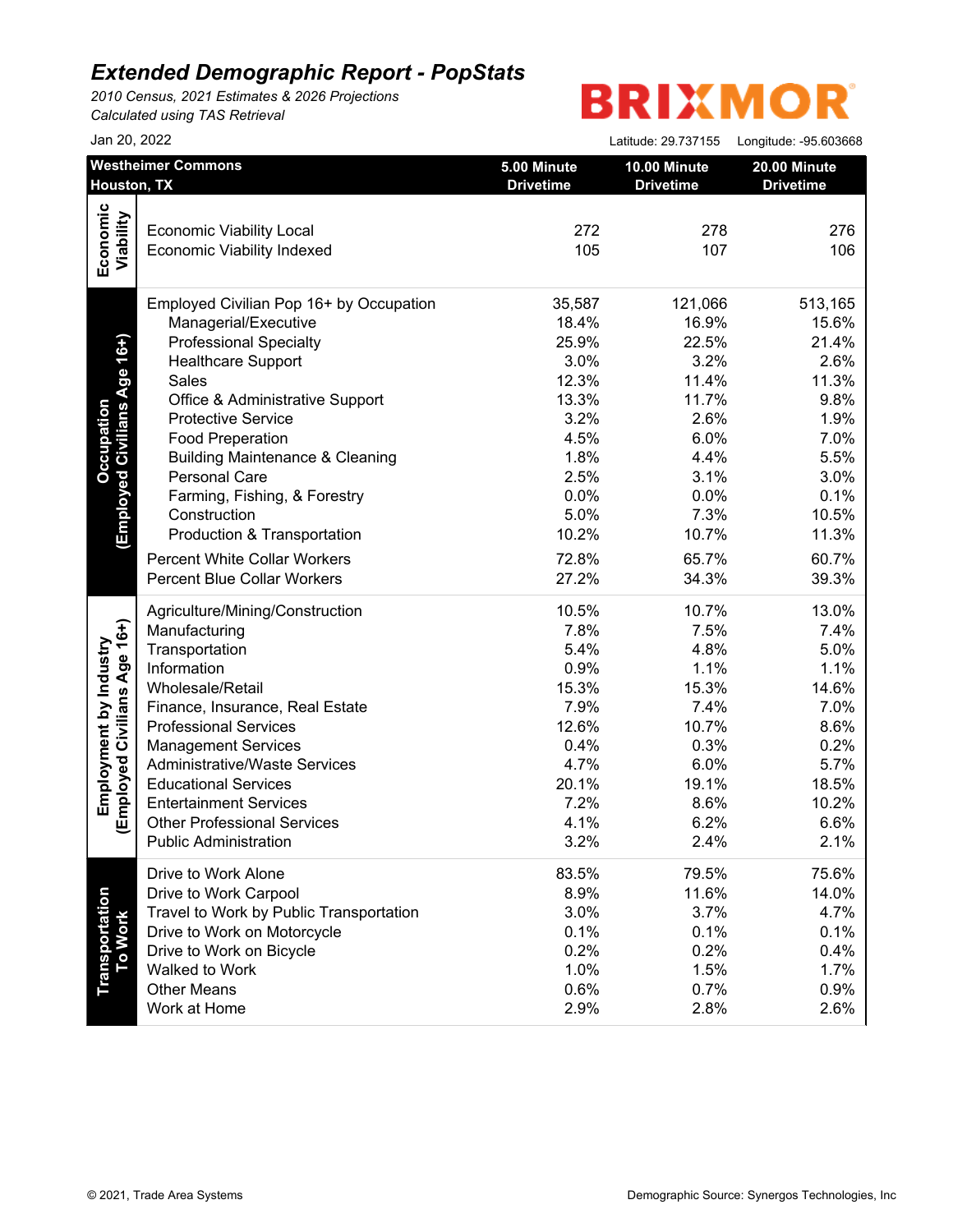# *Extended Demographic Report - PopStats*

*2010 Census, 2021 Estimates & 2026 Projections*
*Calculated using TAS Retrieval*

BRIXMOR

Jan 20, 2022

Latitude: 29.737155 Longitude: -95.603668

| | Westheimer Commons Houston, TX | 5.00 Minute Drivetime | 10.00 Minute Drivetime | 20.00 Minute Drivetime |
|---|---|---|---|---|
| **Economic Viability** | Economic Viability Local | 272 | 278 | 276 |
| | Economic Viability Indexed | 105 | 107 | 106 |
| **Occupation (Employed Civilians Age 16+)** | Employed Civilian Pop 16+ by Occupation | 35,587 | 121,066 | 513,165 |
| | Managerial/Executive | 18.4% | 16.9% | 15.6% |
| | Professional Specialty | 25.9% | 22.5% | 21.4% |
| | Healthcare Support | 3.0% | 3.2% | 2.6% |
| | Sales | 12.3% | 11.4% | 11.3% |
| | Office & Administrative Support | 13.3% | 11.7% | 9.8% |
| | Protective Service | 3.2% | 2.6% | 1.9% |
| | Food Preperation | 4.5% | 6.0% | 7.0% |
| | Building Maintenance & Cleaning | 1.8% | 4.4% | 5.5% |
| | Personal Care | 2.5% | 3.1% | 3.0% |
| | Farming, Fishing, & Forestry | 0.0% | 0.0% | 0.1% |
| | Construction | 5.0% | 7.3% | 10.5% |
| | Production & Transportation | 10.2% | 10.7% | 11.3% |
| | Percent White Collar Workers | 72.8% | 65.7% | 60.7% |
| | Percent Blue Collar Workers | 27.2% | 34.3% | 39.3% |
| **Employment by Industry (Employed Civilians Age 16+)** | Agriculture/Mining/Construction | 10.5% | 10.7% | 13.0% |
| | Manufacturing | 7.8% | 7.5% | 7.4% |
| | Transportation | 5.4% | 4.8% | 5.0% |
| | Information | 0.9% | 1.1% | 1.1% |
| | Wholesale/Retail | 15.3% | 15.3% | 14.6% |
| | Finance, Insurance, Real Estate | 7.9% | 7.4% | 7.0% |
| | Professional Services | 12.6% | 10.7% | 8.6% |
| | Management Services | 0.4% | 0.3% | 0.2% |
| | Administrative/Waste Services | 4.7% | 6.0% | 5.7% |
| | Educational Services | 20.1% | 19.1% | 18.5% |
| | Entertainment Services | 7.2% | 8.6% | 10.2% |
| | Other Professional Services | 4.1% | 6.2% | 6.6% |
| | Public Administration | 3.2% | 2.4% | 2.1% |
| **Transportation To Work** | Drive to Work Alone | 83.5% | 79.5% | 75.6% |
| | Drive to Work Carpool | 8.9% | 11.6% | 14.0% |
| | Travel to Work by Public Transportation | 3.0% | 3.7% | 4.7% |
| | Drive to Work on Motorcycle | 0.1% | 0.1% | 0.1% |
| | Drive to Work on Bicycle | 0.2% | 0.2% | 0.4% |
| | Walked to Work | 1.0% | 1.5% | 1.7% |
| | Other Means | 0.6% | 0.7% | 0.9% |
| | Work at Home | 2.9% | 2.8% | 2.6% |

© 2021, Trade Area Systems

Demographic Source: Synergos Technologies, Inc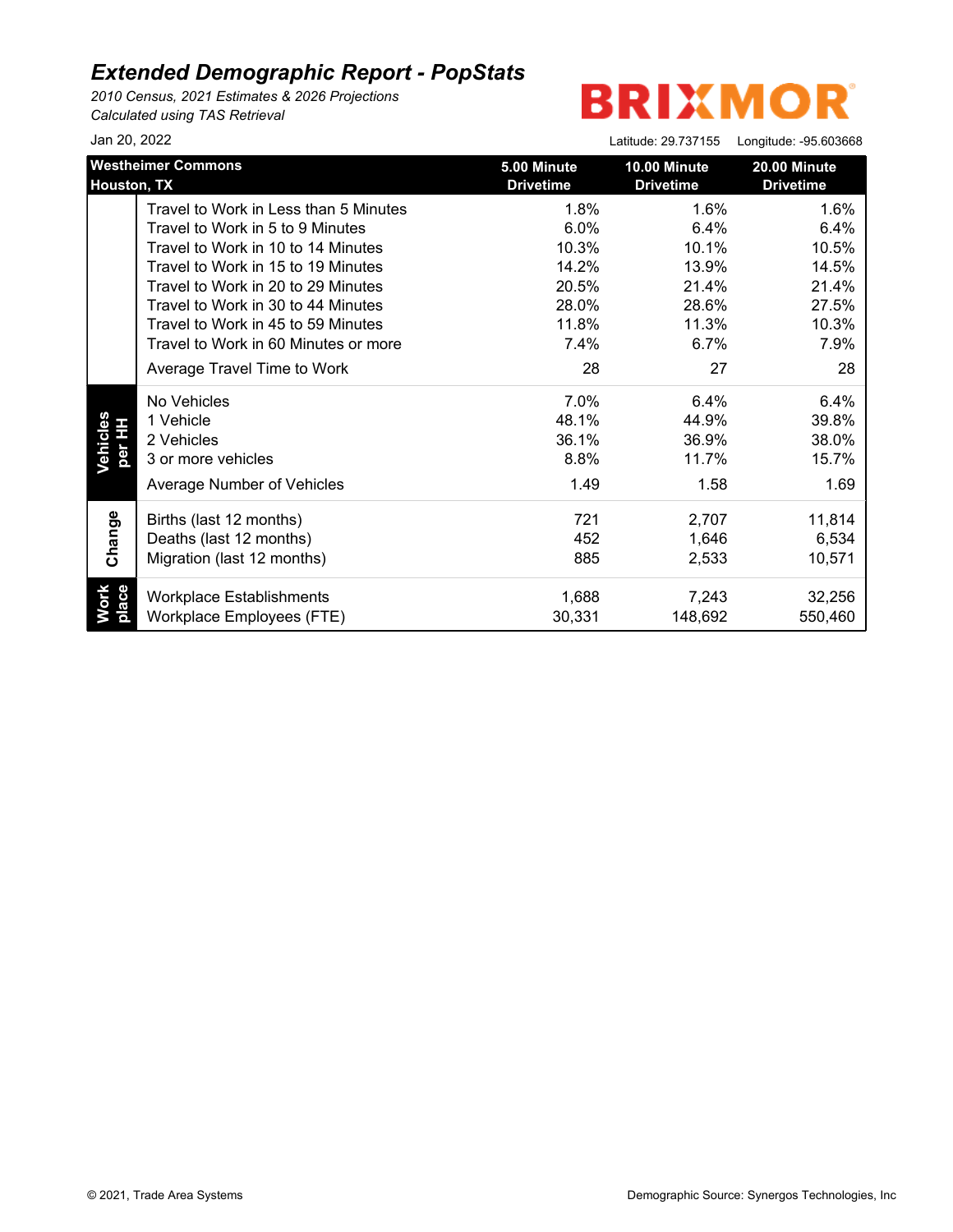# Extended Demographic Report - PopStats

*2010 Census, 2021 Estimates & 2026 Projections*
*Calculated using TAS Retrieval*

BRIXMOR

Jan 20, 2022

Latitude: 29.737155 Longitude: -95.603668

| Westheimer Commons Houston, TX | | 5.00 Minute Drivetime | 10.00 Minute Drivetime | 20.00 Minute Drivetime |
|---|---|---|---|---|
| | Travel to Work in Less than 5 Minutes | 1.8% | 1.6% | 1.6% |
| | Travel to Work in 5 to 9 Minutes | 6.0% | 6.4% | 6.4% |
| | Travel to Work in 10 to 14 Minutes | 10.3% | 10.1% | 10.5% |
| | Travel to Work in 15 to 19 Minutes | 14.2% | 13.9% | 14.5% |
| | Travel to Work in 20 to 29 Minutes | 20.5% | 21.4% | 21.4% |
| | Travel to Work in 30 to 44 Minutes | 28.0% | 28.6% | 27.5% |
| | Travel to Work in 45 to 59 Minutes | 11.8% | 11.3% | 10.3% |
| | Travel to Work in 60 Minutes or more | 7.4% | 6.7% | 7.9% |
| | Average Travel Time to Work | 28 | 27 | 28 |
| Vehicles per HH | No Vehicles | 7.0% | 6.4% | 6.4% |
| | 1 Vehicle | 48.1% | 44.9% | 39.8% |
| | 2 Vehicles | 36.1% | 36.9% | 38.0% |
| | 3 or more vehicles | 8.8% | 11.7% | 15.7% |
| | Average Number of Vehicles | 1.49 | 1.58 | 1.69 |
| Change | Births (last 12 months) | 721 | 2,707 | 11,814 |
| | Deaths (last 12 months) | 452 | 1,646 | 6,534 |
| | Migration (last 12 months) | 885 | 2,533 | 10,571 |
| Work place | Workplace Establishments | 1,688 | 7,243 | 32,256 |
| | Workplace Employees (FTE) | 30,331 | 148,692 | 550,460 |

© 2021, Trade Area Systems

Demographic Source: Synergos Technologies, Inc